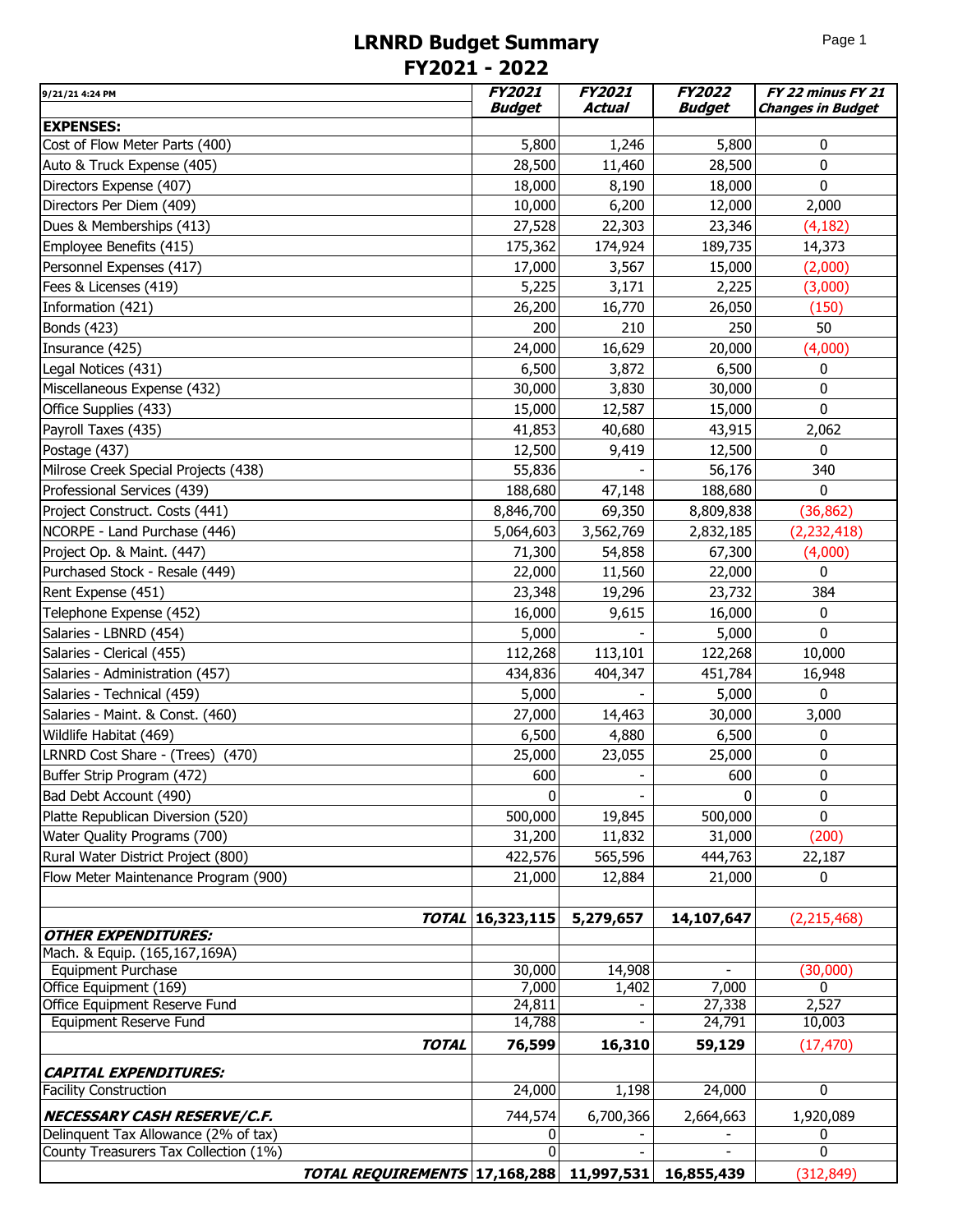# LRNRD Budget Summary
# FY2021 - 2022

| 9/21/21 4:24 PM | ***FY2021 Budget*** | ***FY2021 Actual*** | ***FY2022 Budget*** | ***FY 22 minus FY 21 Changes in Budget*** |
|---|---|---|---|---|
| **EXPENSES:** | | | | |
| Cost of Flow Meter Parts (400) | 5,800 | 1,246 | 5,800 | 0 |
| Auto & Truck Expense (405) | 28,500 | 11,460 | 28,500 | 0 |
| Directors Expense (407) | 18,000 | 8,190 | 18,000 | 0 |
| Directors Per Diem (409) | 10,000 | 6,200 | 12,000 | 2,000 |
| Dues & Memberships (413) | 27,528 | 22,303 | 23,346 | (4,182) |
| Employee Benefits (415) | 175,362 | 174,924 | 189,735 | 14,373 |
| Personnel Expenses (417) | 17,000 | 3,567 | 15,000 | (2,000) |
| Fees & Licenses (419) | 5,225 | 3,171 | 2,225 | (3,000) |
| Information (421) | 26,200 | 16,770 | 26,050 | (150) |
| Bonds (423) | 200 | 210 | 250 | 50 |
| Insurance (425) | 24,000 | 16,629 | 20,000 | (4,000) |
| Legal Notices (431) | 6,500 | 3,872 | 6,500 | 0 |
| Miscellaneous Expense (432) | 30,000 | 3,830 | 30,000 | 0 |
| Office Supplies (433) | 15,000 | 12,587 | 15,000 | 0 |
| Payroll Taxes (435) | 41,853 | 40,680 | 43,915 | 2,062 |
| Postage (437) | 12,500 | 9,419 | 12,500 | 0 |
| Milrose Creek Special Projects (438) | 55,836 | - | 56,176 | 340 |
| Professional Services (439) | 188,680 | 47,148 | 188,680 | 0 |
| Project Construct. Costs (441) | 8,846,700 | 69,350 | 8,809,838 | (36,862) |
| NCORPE - Land Purchase (446) | 5,064,603 | 3,562,769 | 2,832,185 | (2,232,418) |
| Project Op. & Maint. (447) | 71,300 | 54,858 | 67,300 | (4,000) |
| Purchased Stock - Resale (449) | 22,000 | 11,560 | 22,000 | 0 |
| Rent Expense (451) | 23,348 | 19,296 | 23,732 | 384 |
| Telephone Expense (452) | 16,000 | 9,615 | 16,000 | 0 |
| Salaries - LBNRD (454) | 5,000 | - | 5,000 | 0 |
| Salaries - Clerical (455) | 112,268 | 113,101 | 122,268 | 10,000 |
| Salaries - Administration (457) | 434,836 | 404,347 | 451,784 | 16,948 |
| Salaries - Technical (459) | 5,000 | - | 5,000 | 0 |
| Salaries - Maint. & Const. (460) | 27,000 | 14,463 | 30,000 | 3,000 |
| Wildlife Habitat (469) | 6,500 | 4,880 | 6,500 | 0 |
| LRNRD Cost Share - (Trees) (470) | 25,000 | 23,055 | 25,000 | 0 |
| Buffer Strip Program (472) | 600 | - | 600 | 0 |
| Bad Debt Account (490) | 0 | - | 0 | 0 |
| Platte Republican Diversion (520) | 500,000 | 19,845 | 500,000 | 0 |
| Water Quality Programs (700) | 31,200 | 11,832 | 31,000 | (200) |
| Rural Water District Project (800) | 422,576 | 565,596 | 444,763 | 22,187 |
| Flow Meter Maintenance Program (900) | 21,000 | 12,884 | 21,000 | 0 |
| ***TOTAL*** | **16,323,115** | **5,279,657** | **14,107,647** | (2,215,468) |
| ***OTHER EXPENDITURES:*** | | | | |
| Mach. & Equip. (165,167,169A) | | | | |
| Equipment Purchase | 30,000 | 14,908 | - | (30,000) |
| Office Equipment (169) | 7,000 | 1,402 | 7,000 | 0 |
| Office Equipment Reserve Fund | 24,811 | - | 27,338 | 2,527 |
| Equipment Reserve Fund | 14,788 | - | 24,791 | 10,003 |
| ***TOTAL*** | **76,599** | **16,310** | **59,129** | (17,470) |
| ***CAPITAL EXPENDITURES:*** | | | | |
| Facility Construction | 24,000 | 1,198 | 24,000 | 0 |
| ***NECESSARY CASH RESERVE/C.F.*** | 744,574 | 6,700,366 | 2,664,663 | 1,920,089 |
| Delinquent Tax Allowance (2% of tax) | 0 | - | - | 0 |
| County Treasurers Tax Collection (1%) | 0 | - | - | 0 |
| ***TOTAL REQUIREMENTS*** | **17,168,288** | **11,997,531** | **16,855,439** | (312,849) |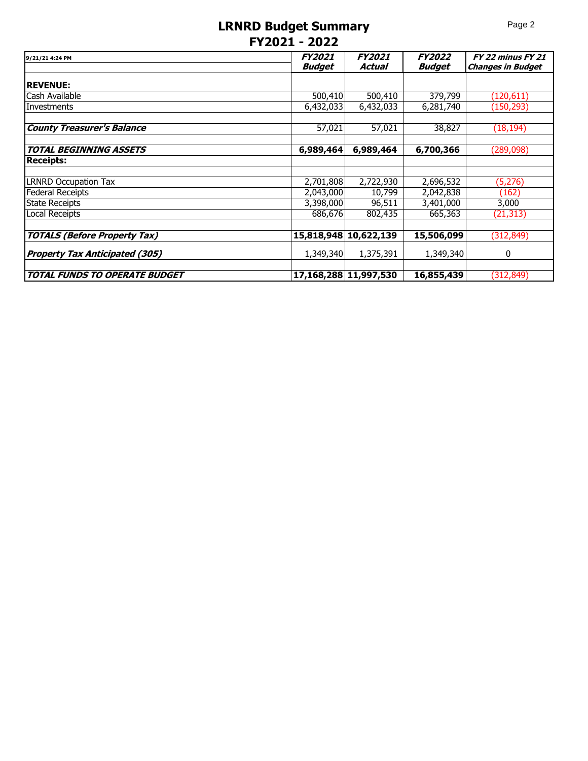# LRNRD Budget Summary
# FY2021 - 2022

| 9/21/21 4:24 PM | *FY2021 Budget* | *FY2021 Actual* | *FY2022 Budget* | *FY 22 minus FY 21 Changes in Budget* |
|---|---|---|---|---|
| **REVENUE:** | | | | |
| Cash Available | 500,410 | 500,410 | 379,799 | (120,611) |
| Investments | 6,432,033 | 6,432,033 | 6,281,740 | (150,293) |
| | | | | |
| ***County Treasurer's Balance*** | 57,021 | 57,021 | 38,827 | (18,194) |
| | | | | |
| ***TOTAL BEGINNING ASSETS*** | **6,989,464** | **6,989,464** | **6,700,366** | (289,098) |
| **Receipts:** | | | | |
| | | | | |
| LRNRD Occupation Tax | 2,701,808 | 2,722,930 | 2,696,532 | (5,276) |
| Federal Receipts | 2,043,000 | 10,799 | 2,042,838 | (162) |
| State Receipts | 3,398,000 | 96,511 | 3,401,000 | 3,000 |
| Local Receipts | 686,676 | 802,435 | 665,363 | (21,313) |
| | | | | |
| ***TOTALS (Before Property Tax)*** | **15,818,948** | **10,622,139** | **15,506,099** | (312,849) |
| ***Property Tax Anticipated (305)*** | 1,349,340 | 1,375,391 | 1,349,340 | 0 |
| | | | | |
| ***TOTAL FUNDS TO OPERATE BUDGET*** | **17,168,288** | **11,997,530** | **16,855,439** | (312,849) |